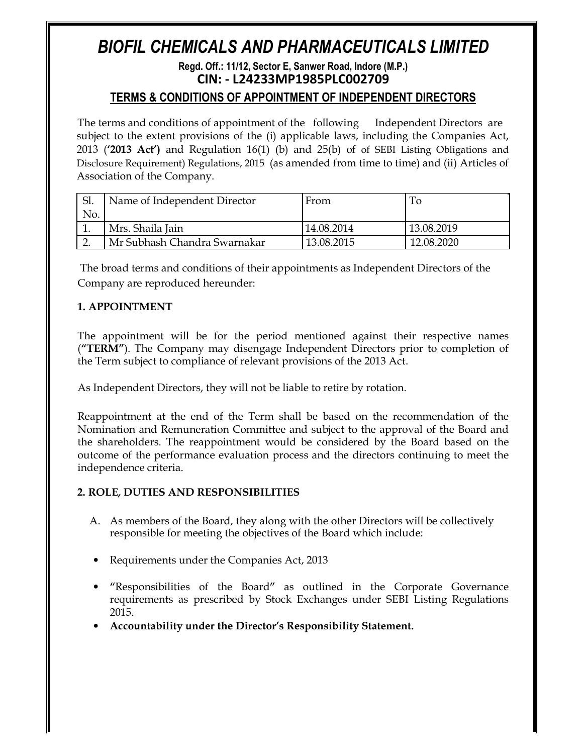# *BIOFIL CHEMICALS AND PHARMACEUTICALS LIMITED*

**Regd. Off.: 11/12, Sector E, Sanwer Road, Indore (M.P.)**
**CIN: - L24233MP1985PLC002709**

## TERMS & CONDITIONS OF APPOINTMENT OF INDEPENDENT DIRECTORS

The terms and conditions of appointment of the following Independent Directors are subject to the extent provisions of the (i) applicable laws, including the Companies Act, 2013 (**'2013 Act')** and Regulation 16(1) (b) and 25(b) of of SEBI Listing Obligations and Disclosure Requirement) Regulations, 2015 (as amended from time to time) and (ii) Articles of Association of the Company.

| Sl. No. | Name of Independent Director | From | To |
|---|---|---|---|
| 1. | Mrs. Shaila Jain | 14.08.2014 | 13.08.2019 |
| 2. | Mr Subhash Chandra Swarnakar | 13.08.2015 | 12.08.2020 |

The broad terms and conditions of their appointments as Independent Directors of the Company are reproduced hereunder:

### 1. APPOINTMENT

The appointment will be for the period mentioned against their respective names (**"TERM"**). The Company may disengage Independent Directors prior to completion of the Term subject to compliance of relevant provisions of the 2013 Act.

As Independent Directors, they will not be liable to retire by rotation.

Reappointment at the end of the Term shall be based on the recommendation of the Nomination and Remuneration Committee and subject to the approval of the Board and the shareholders. The reappointment would be considered by the Board based on the outcome of the performance evaluation process and the directors continuing to meet the independence criteria.

### 2. ROLE, DUTIES AND RESPONSIBILITIES

A. As members of the Board, they along with the other Directors will be collectively responsible for meeting the objectives of the Board which include:

- Requirements under the Companies Act, 2013
- **"**Responsibilities of the Board**"** as outlined in the Corporate Governance requirements as prescribed by Stock Exchanges under SEBI Listing Regulations 2015.
- **Accountability under the Director's Responsibility Statement.**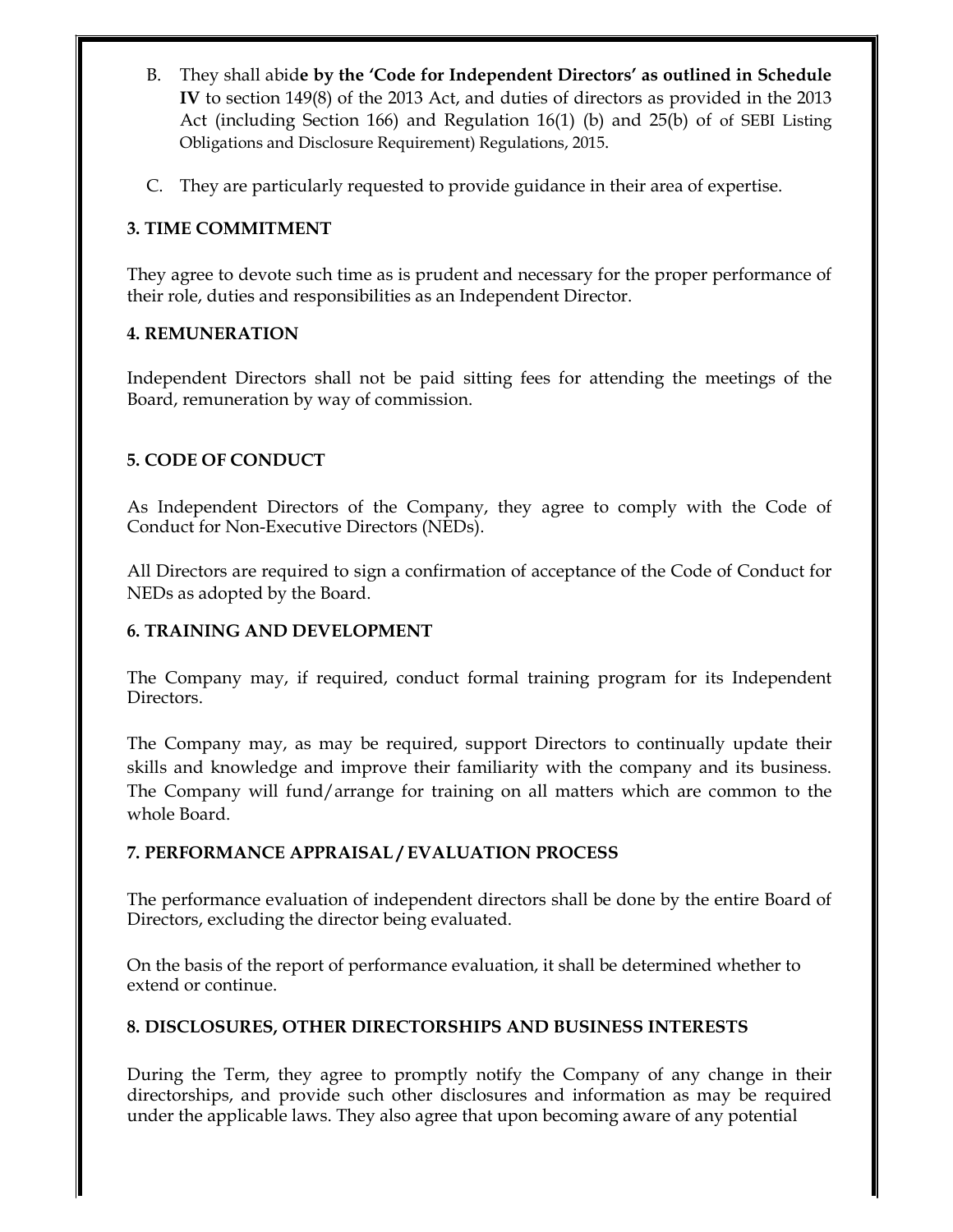B. They shall abide **by the 'Code for Independent Directors' as outlined in Schedule IV** to section 149(8) of the 2013 Act, and duties of directors as provided in the 2013 Act (including Section 166) and Regulation 16(1) (b) and 25(b) of of SEBI Listing Obligations and Disclosure Requirement) Regulations, 2015.

C. They are particularly requested to provide guidance in their area of expertise.

**3. TIME COMMITMENT**

They agree to devote such time as is prudent and necessary for the proper performance of their role, duties and responsibilities as an Independent Director.

**4. REMUNERATION**

Independent Directors shall not be paid sitting fees for attending the meetings of the Board, remuneration by way of commission.

**5. CODE OF CONDUCT**

As Independent Directors of the Company, they agree to comply with the Code of Conduct for Non-Executive Directors (NEDs).

All Directors are required to sign a confirmation of acceptance of the Code of Conduct for NEDs as adopted by the Board.

**6. TRAINING AND DEVELOPMENT**

The Company may, if required, conduct formal training program for its Independent Directors.

The Company may, as may be required, support Directors to continually update their skills and knowledge and improve their familiarity with the company and its business. The Company will fund/arrange for training on all matters which are common to the whole Board.

**7. PERFORMANCE APPRAISAL / EVALUATION PROCESS**

The performance evaluation of independent directors shall be done by the entire Board of Directors, excluding the director being evaluated.

On the basis of the report of performance evaluation, it shall be determined whether to extend or continue.

**8. DISCLOSURES, OTHER DIRECTORSHIPS AND BUSINESS INTERESTS**

During the Term, they agree to promptly notify the Company of any change in their directorships, and provide such other disclosures and information as may be required under the applicable laws. They also agree that upon becoming aware of any potential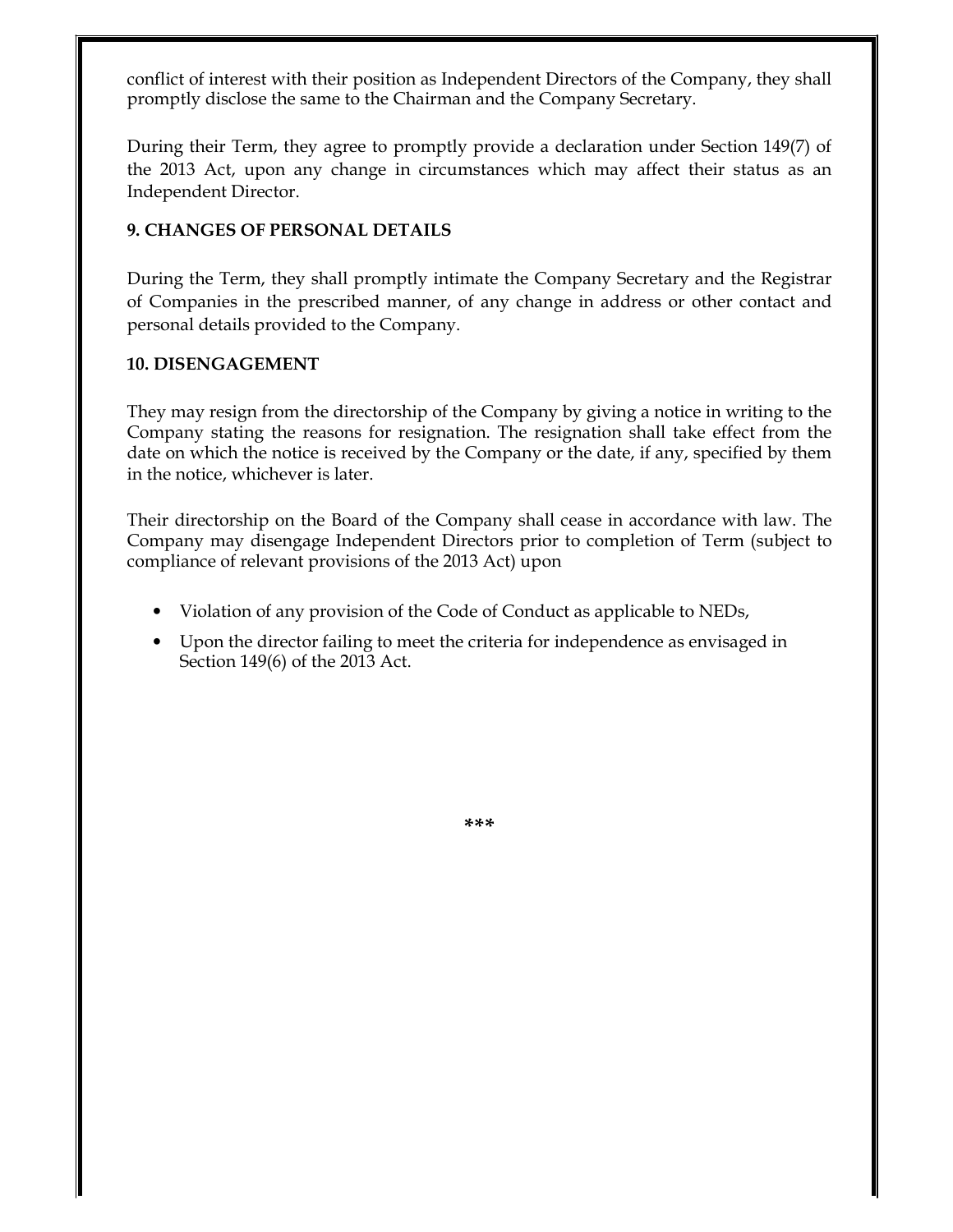conflict of interest with their position as Independent Directors of the Company, they shall promptly disclose the same to the Chairman and the Company Secretary.

During their Term, they agree to promptly provide a declaration under Section 149(7) of the 2013 Act, upon any change in circumstances which may affect their status as an Independent Director.

**9. CHANGES OF PERSONAL DETAILS**

During the Term, they shall promptly intimate the Company Secretary and the Registrar of Companies in the prescribed manner, of any change in address or other contact and personal details provided to the Company.

**10. DISENGAGEMENT**

They may resign from the directorship of the Company by giving a notice in writing to the Company stating the reasons for resignation. The resignation shall take effect from the date on which the notice is received by the Company or the date, if any, specified by them in the notice, whichever is later.

Their directorship on the Board of the Company shall cease in accordance with law. The Company may disengage Independent Directors prior to completion of Term (subject to compliance of relevant provisions of the 2013 Act) upon

- Violation of any provision of the Code of Conduct as applicable to NEDs,
- Upon the director failing to meet the criteria for independence as envisaged in Section 149(6) of the 2013 Act.

***